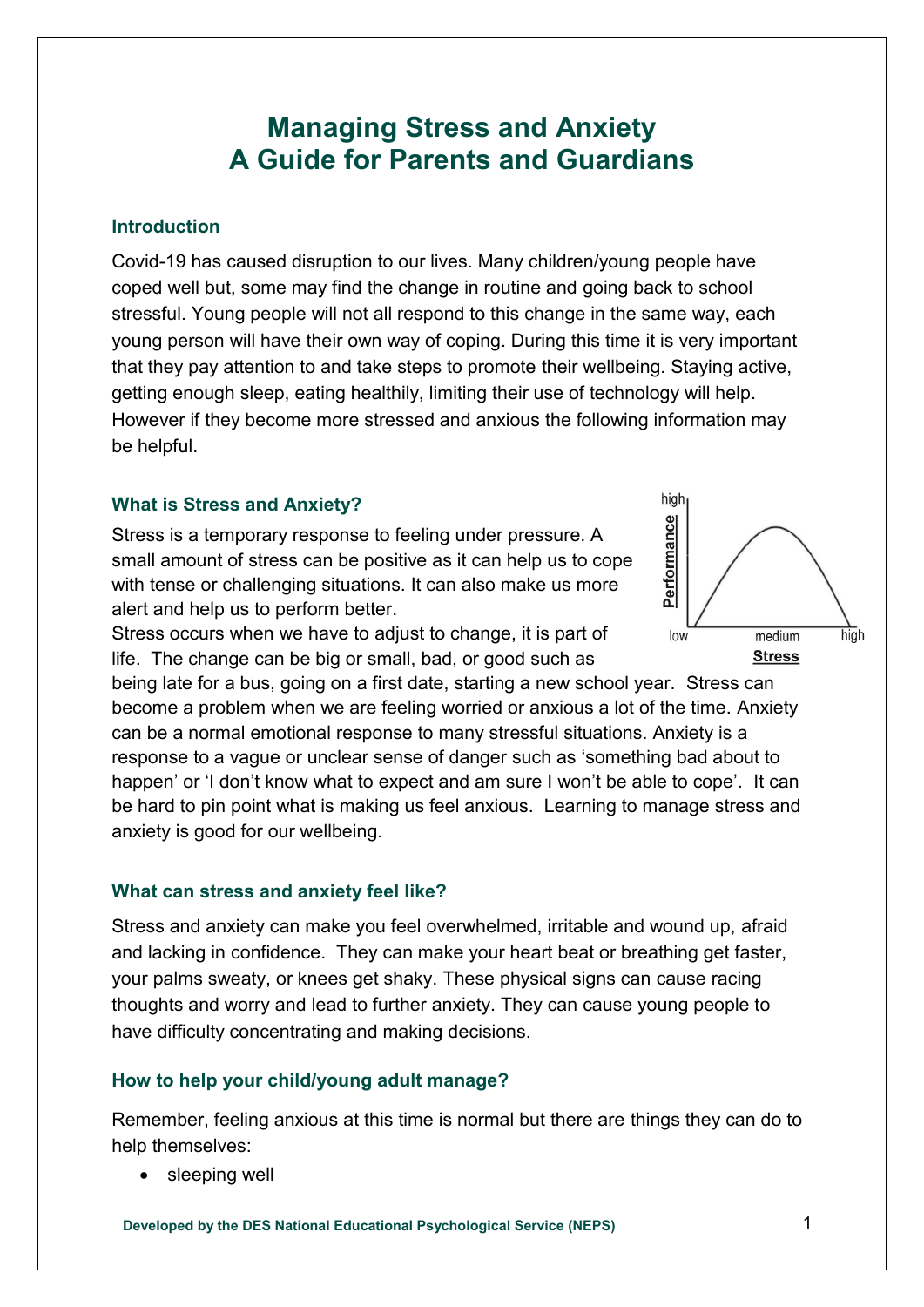# Managing Stress and Anxiety
# A Guide for Parents and Guardians

## Introduction

Covid-19 has caused disruption to our lives. Many children/young people have coped well but, some may find the change in routine and going back to school stressful. Young people will not all respond to this change in the same way, each young person will have their own way of coping. During this time it is very important that they pay attention to and take steps to promote their wellbeing. Staying active, getting enough sleep, eating healthily, limiting their use of technology will help. However if they become more stressed and anxious the following information may be helpful.

## What is Stress and Anxiety?

Stress is a temporary response to feeling under pressure. A small amount of stress can be positive as it can help us to cope with tense or challenging situations. It can also make us more alert and help us to perform better.

Stress occurs when we have to adjust to change, it is part of life. The change can be big or small, bad, or good such as being late for a bus, going on a first date, starting a new school year. Stress can become a problem when we are feeling worried or anxious a lot of the time. Anxiety can be a normal emotional response to many stressful situations. Anxiety is a response to a vague or unclear sense of danger such as 'something bad about to happen' or 'I don't know what to expect and am sure I won't be able to cope'. It can be hard to pin point what is making us feel anxious. Learning to manage stress and anxiety is good for our wellbeing.

## What can stress and anxiety feel like?

Stress and anxiety can make you feel overwhelmed, irritable and wound up, afraid and lacking in confidence. They can make your heart beat or breathing get faster, your palms sweaty, or knees get shaky. These physical signs can cause racing thoughts and worry and lead to further anxiety. They can cause young people to have difficulty concentrating and making decisions.

## How to help your child/young adult manage?

Remember, feeling anxious at this time is normal but there are things they can do to help themselves:

- sleeping well

Developed by the DES National Educational Psychological Service (NEPS)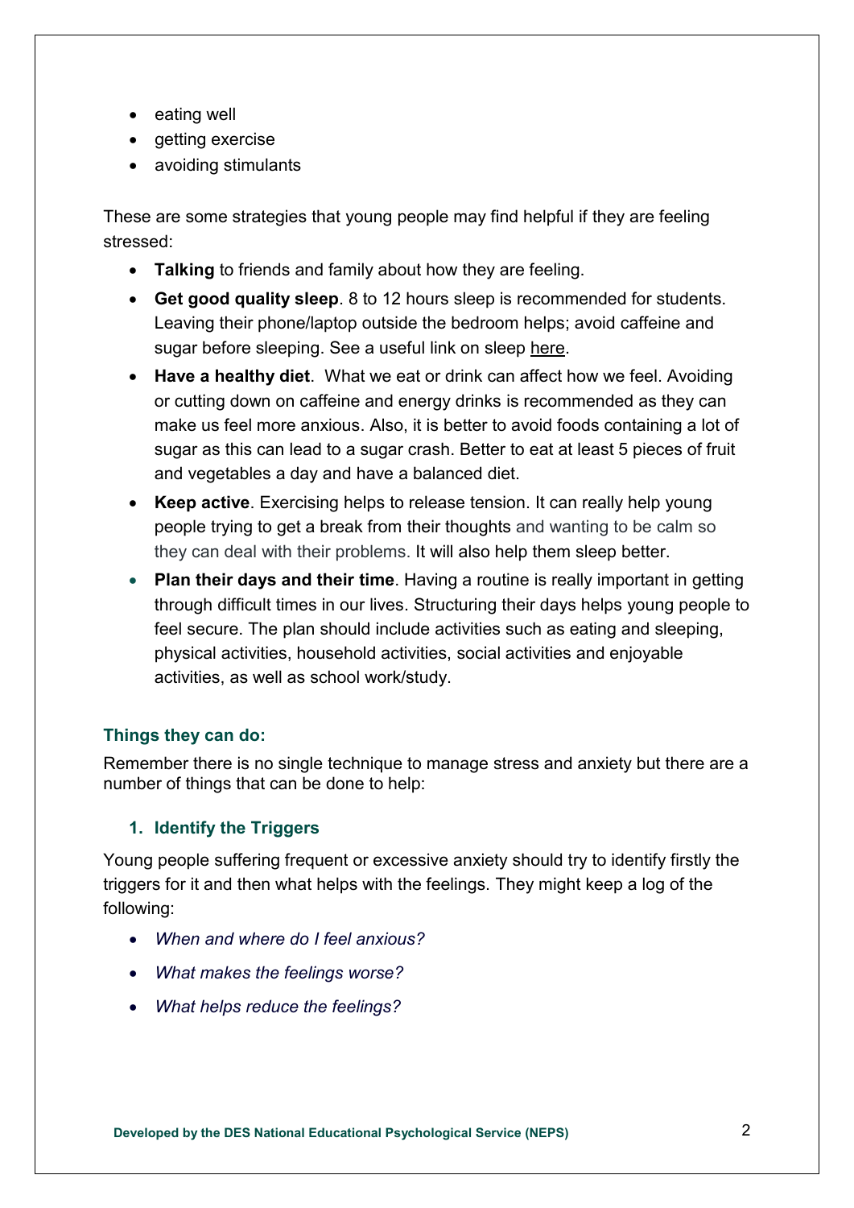- eating well
- getting exercise
- avoiding stimulants

These are some strategies that young people may find helpful if they are feeling stressed:

- **Talking** to friends and family about how they are feeling.
- **Get good quality sleep**. 8 to 12 hours sleep is recommended for students. Leaving their phone/laptop outside the bedroom helps; avoid caffeine and sugar before sleeping. See a useful link on sleep here.
- **Have a healthy diet**. What we eat or drink can affect how we feel. Avoiding or cutting down on caffeine and energy drinks is recommended as they can make us feel more anxious. Also, it is better to avoid foods containing a lot of sugar as this can lead to a sugar crash. Better to eat at least 5 pieces of fruit and vegetables a day and have a balanced diet.
- **Keep active**. Exercising helps to release tension. It can really help young people trying to get a break from their thoughts and wanting to be calm so they can deal with their problems. It will also help them sleep better.
- **Plan their days and their time**. Having a routine is really important in getting through difficult times in our lives. Structuring their days helps young people to feel secure. The plan should include activities such as eating and sleeping, physical activities, household activities, social activities and enjoyable activities, as well as school work/study.

### Things they can do:

Remember there is no single technique to manage stress and anxiety but there are a number of things that can be done to help:

#### 1. Identify the Triggers

Young people suffering frequent or excessive anxiety should try to identify firstly the triggers for it and then what helps with the feelings. They might keep a log of the following:

- *When and where do I feel anxious?*
- *What makes the feelings worse?*
- *What helps reduce the feelings?*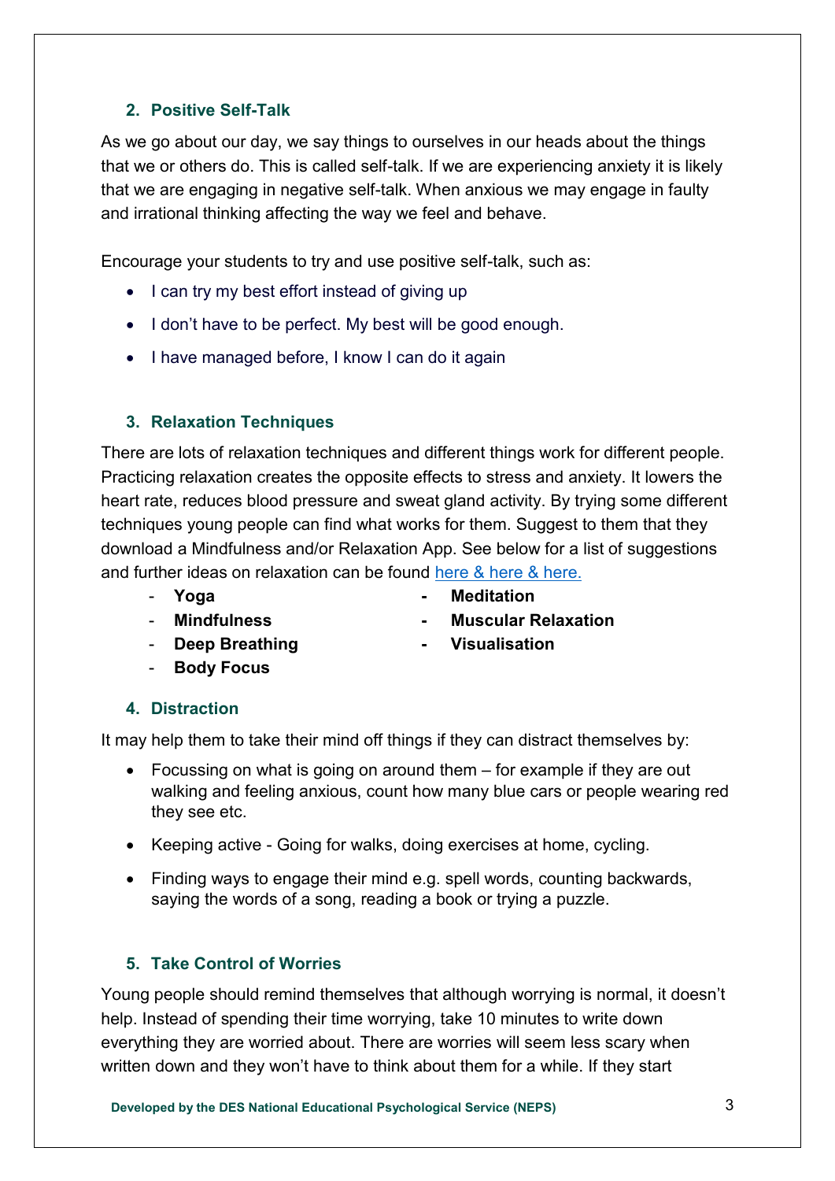## 2. Positive Self-Talk

As we go about our day, we say things to ourselves in our heads about the things that we or others do. This is called self-talk. If we are experiencing anxiety it is likely that we are engaging in negative self-talk. When anxious we may engage in faulty and irrational thinking affecting the way we feel and behave.

Encourage your students to try and use positive self-talk, such as:

- I can try my best effort instead of giving up
- I don't have to be perfect. My best will be good enough.
- I have managed before, I know I can do it again

## 3. Relaxation Techniques

There are lots of relaxation techniques and different things work for different people. Practicing relaxation creates the opposite effects to stress and anxiety. It lowers the heart rate, reduces blood pressure and sweat gland activity. By trying some different techniques young people can find what works for them. Suggest to them that they download a Mindfulness and/or Relaxation App. See below for a list of suggestions and further ideas on relaxation can be found here & here & here.

- **Yoga**
- **Mindfulness**
- **Deep Breathing**
- **Body Focus**
- **Meditation**
- **Muscular Relaxation**
- **Visualisation**

## 4. Distraction

It may help them to take their mind off things if they can distract themselves by:

- Focussing on what is going on around them – for example if they are out walking and feeling anxious, count how many blue cars or people wearing red they see etc.
- Keeping active - Going for walks, doing exercises at home, cycling.
- Finding ways to engage their mind e.g. spell words, counting backwards, saying the words of a song, reading a book or trying a puzzle.

## 5. Take Control of Worries

Young people should remind themselves that although worrying is normal, it doesn't help. Instead of spending their time worrying, take 10 minutes to write down everything they are worried about. There are worries will seem less scary when written down and they won't have to think about them for a while. If they start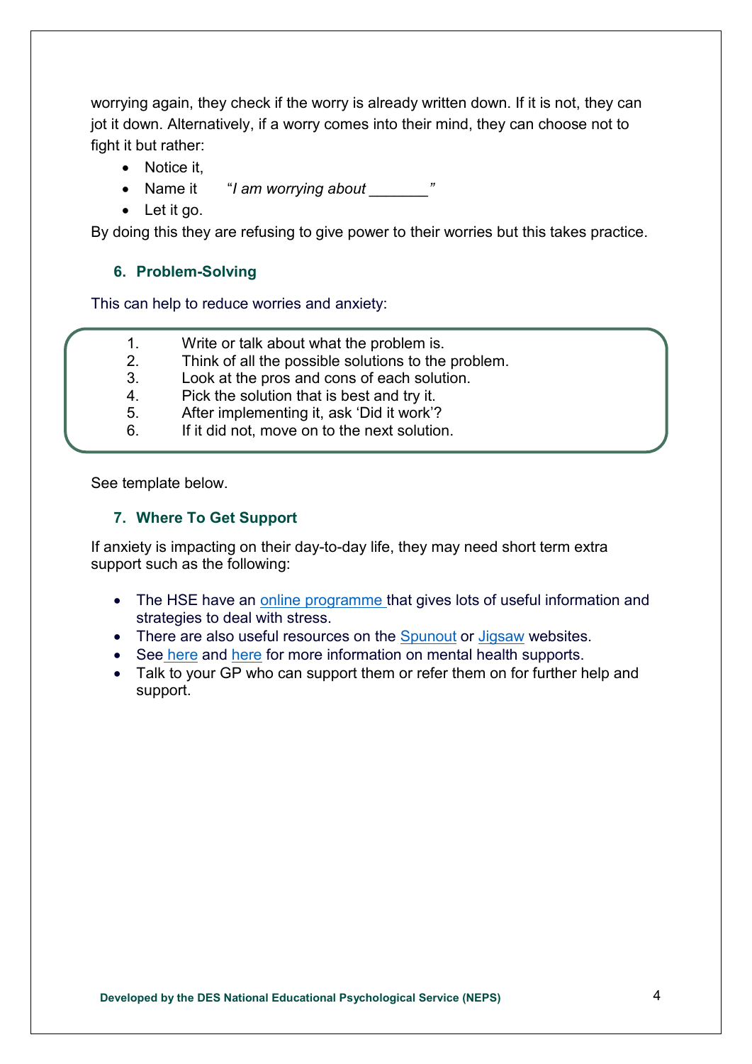worrying again, they check if the worry is already written down. If it is not, they can jot it down. Alternatively, if a worry comes into their mind, they can choose not to fight it but rather:

- Notice it,
- Name it "*I am worrying about _______*"
- Let it go.

By doing this they are refusing to give power to their worries but this takes practice.

## 6. Problem-Solving

This can help to reduce worries and anxiety:

1. Write or talk about what the problem is.
2. Think of all the possible solutions to the problem.
3. Look at the pros and cons of each solution.
4. Pick the solution that is best and try it.
5. After implementing it, ask 'Did it work'?
6. If it did not, move on to the next solution.

See template below.

## 7. Where To Get Support

If anxiety is impacting on their day-to-day life, they may need short term extra support such as the following:

- The HSE have an online programme that gives lots of useful information and strategies to deal with stress.
- There are also useful resources on the Spunout or Jigsaw websites.
- See here and here for more information on mental health supports.
- Talk to your GP who can support them or refer them on for further help and support.

**Developed by the DES National Educational Psychological Service (NEPS)**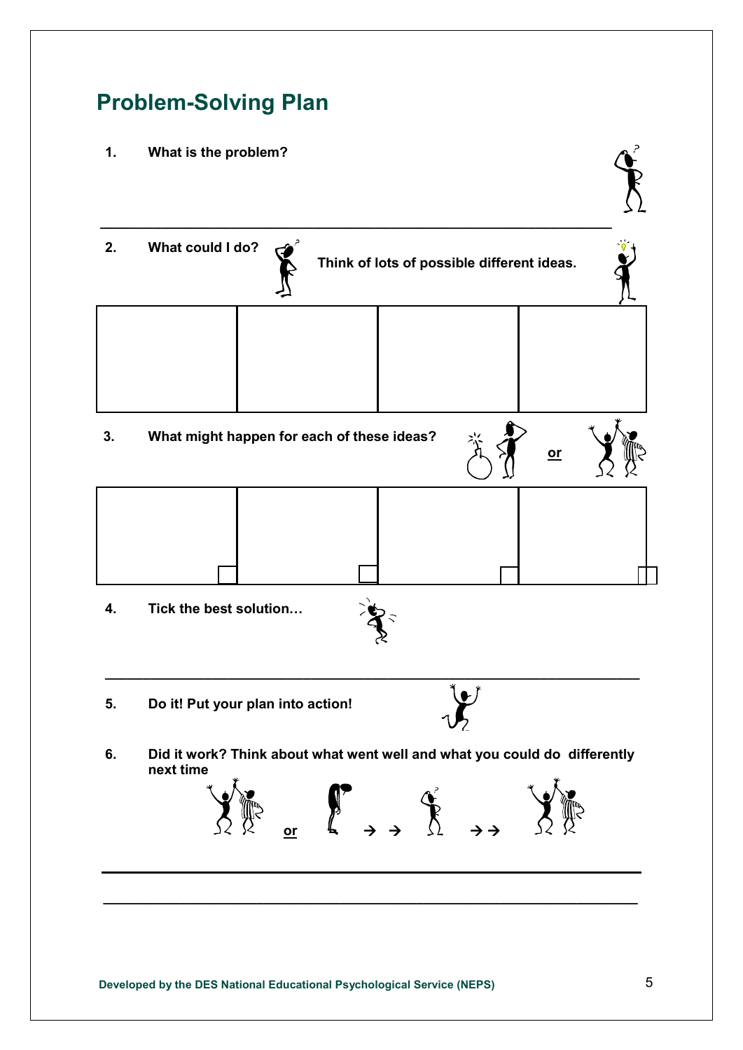## Problem-Solving Plan

1. **What is the problem?**

_______________________________________________________________

2. **What could I do?** **Think of lots of possible different ideas.**

| | | | |
|---|---|---|---|
| | | | |

3. **What might happen for each of these ideas?** **or**

| | | | |
|---|---|---|---|
| ☐ | ☐ | ☐ | ☐ |

4. **Tick the best solution…**

_______________________________________________________________

5. **Do it! Put your plan into action!**

6. **Did it work? Think about what went well and what you could do differently next time**

**or** → → → →

_______________________________________________________________

_______________________________________________________________

**Developed by the DES National Educational Psychological Service (NEPS)**